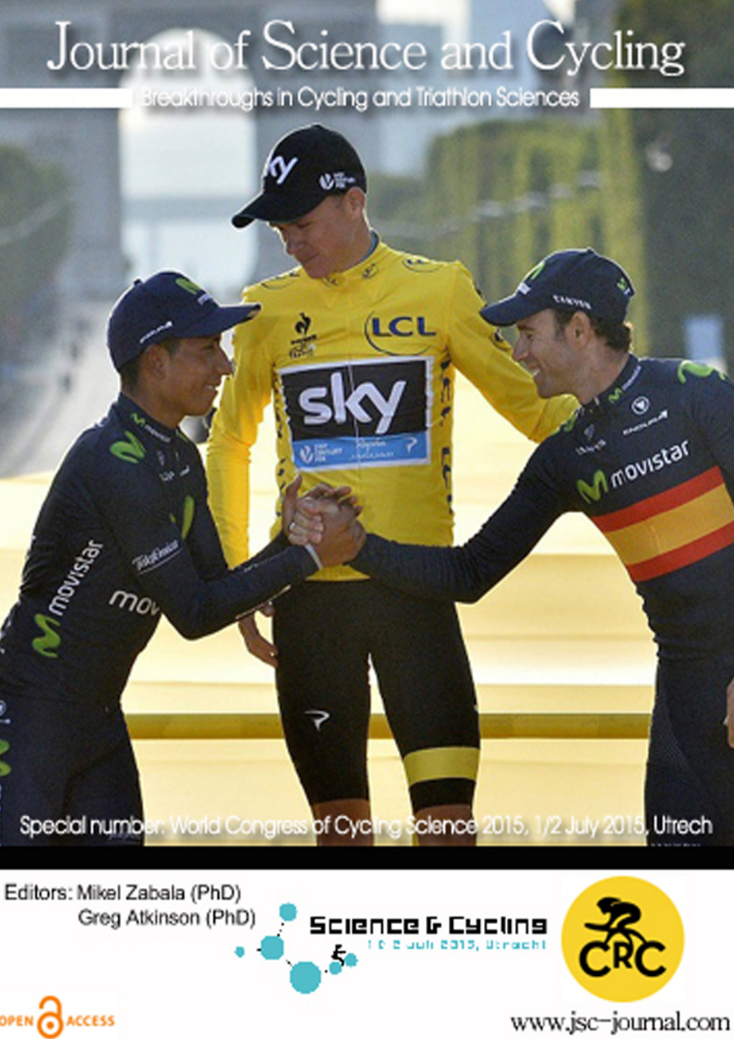# Journal of Science and Cycling

Breakthroughs in Cycling and Triathlon Sciences

Special number: World Congress of Cycling Science 2015, 1/2 July 2015, Utrech

Editors: Mikel Zabala (PhD)
Greg Atkinson (PhD)

Science & Cycling
1 & 2 juli 2015, Utrecht

CRC

OPEN ACCESS

www.jsc-journal.com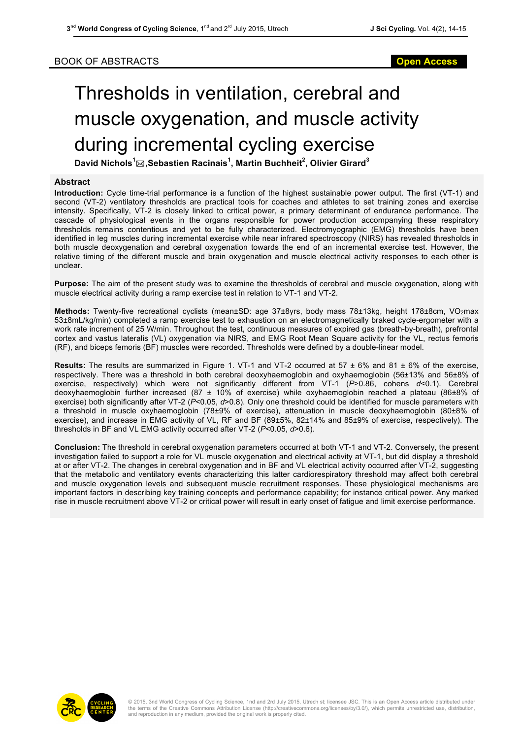BOOK OF ABSTRACTS

**Open Access**

# Thresholds in ventilation, cerebral and muscle oxygenation, and muscle activity during incremental cycling exercise

**David Nichols[1] ✉, Sebastien Racinais[1], Martin Buchheit[2], Olivier Girard[3]**

## Abstract

**Introduction:** Cycle time-trial performance is a function of the highest sustainable power output. The first (VT-1) and second (VT-2) ventilatory thresholds are practical tools for coaches and athletes to set training zones and exercise intensity. Specifically, VT-2 is closely linked to critical power, a primary determinant of endurance performance. The cascade of physiological events in the organs responsible for power production accompanying these respiratory thresholds remains contentious and yet to be fully characterized. Electromyographic (EMG) thresholds have been identified in leg muscles during incremental exercise while near infrared spectroscopy (NIRS) has revealed thresholds in both muscle deoxygenation and cerebral oxygenation towards the end of an incremental exercise test. However, the relative timing of the different muscle and brain oxygenation and muscle electrical activity responses to each other is unclear.

**Purpose:** The aim of the present study was to examine the thresholds of cerebral and muscle oxygenation, along with muscle electrical activity during a ramp exercise test in relation to VT-1 and VT-2.

**Methods:** Twenty-five recreational cyclists (mean±SD: age 37±8yrs, body mass 78±13kg, height 178±8cm, $VO_2max$ 53±8mL/kg/min) completed a ramp exercise test to exhaustion on an electromagnetically braked cycle-ergometer with a work rate increment of 25 W/min. Throughout the test, continuous measures of expired gas (breath-by-breath), prefrontal cortex and vastus lateralis (VL) oxygenation via NIRS, and EMG Root Mean Square activity for the VL, rectus femoris (RF), and biceps femoris (BF) muscles were recorded. Thresholds were defined by a double-linear model.

**Results:** The results are summarized in Figure 1. VT-1 and VT-2 occurred at 57 ± 6% and 81 ± 6% of the exercise, respectively. There was a threshold in both cerebral deoxyhaemoglobin and oxyhaemoglobin (56±13% and 56±8% of exercise, respectively) which were not significantly different from VT-1 ($P$>0.86, cohens $d$<0.1). Cerebral deoxyhaemoglobin further increased (87 ± 10% of exercise) while oxyhaemoglobin reached a plateau (86±8% of exercise) both significantly after VT-2 ($P$<0.05, $d$>0.8). Only one threshold could be identified for muscle parameters with a threshold in muscle oxyhaemoglobin (78±9% of exercise), attenuation in muscle deoxyhaemoglobin (80±8% of exercise), and increase in EMG activity of VL, RF and BF (89±5%, 82±14% and 85±9% of exercise, respectively). The thresholds in BF and VL EMG activity occurred after VT-2 ($P$<0.05, $d$>0.6).

**Conclusion:** The threshold in cerebral oxygenation parameters occurred at both VT-1 and VT-2. Conversely, the present investigation failed to support a role for VL muscle oxygenation and electrical activity at VT-1, but did display a threshold at or after VT-2. The changes in cerebral oxygenation and in BF and VL electrical activity occurred after VT-2, suggesting that the metabolic and ventilatory events characterizing this latter cardiorespiratory threshold may affect both cerebral and muscle oxygenation levels and subsequent muscle recruitment responses. These physiological mechanisms are important factors in describing key training concepts and performance capability; for instance critical power. Any marked rise in muscle recruitment above VT-2 or critical power will result in early onset of fatigue and limit exercise performance.

© 2015, 3nd World Congress of Cycling Science, 1nd and 2rd July 2015, Utrech st; licensee JSC. This is an Open Access article distributed under the terms of the Creative Commons Attribution License (http://creativecommons.org/licenses/by/3.0/), which permits unrestricted use, distribution, and reproduction in any medium, provided the original work is properly cited.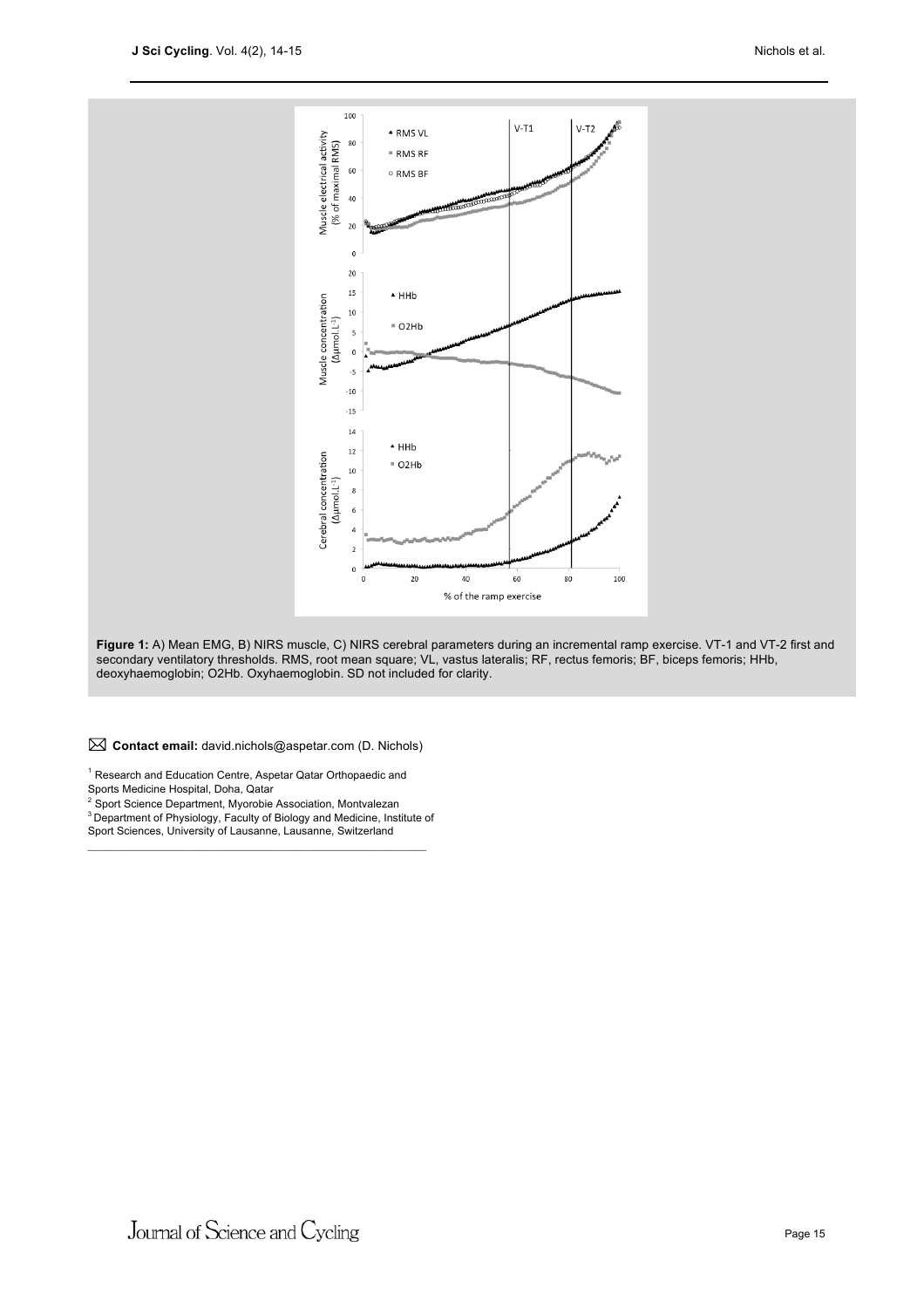100

RMS VL

RMS RF

RMS BF

V-T1

V-T2

Muscle electrical activity (% of maximal RMS)

80

60

40

20

0

20

15

HHb

O2Hb

Muscle concentration ($\Delta\mu mol.L^{-1}$)

10

5

0

-5

-10

-15

14

12

HHb

O2Hb

Cerebral concentration ($\Delta\mu mol.L^{-1}$)

10

8

6

4

2

0

0 20 40 60 80 100

% of the ramp exercise

**Figure 1:** A) Mean EMG, B) NIRS muscle, C) NIRS cerebral parameters during an incremental ramp exercise. VT-1 and VT-2 first and secondary ventilatory thresholds. RMS, root mean square; VL, vastus lateralis; RF, rectus femoris; BF, biceps femoris; HHb, deoxyhaemoglobin; O2Hb. Oxyhaemoglobin. SD not included for clarity.

✉ **Contact email:** david.nichols@aspetar.com (D. Nichols)

[1] Research and Education Centre, Aspetar Qatar Orthopaedic and Sports Medicine Hospital, Doha, Qatar
[2] Sport Science Department, Myorobie Association, Montvalezan
[3] Department of Physiology, Faculty of Biology and Medicine, Institute of Sport Sciences, University of Lausanne, Lausanne, Switzerland